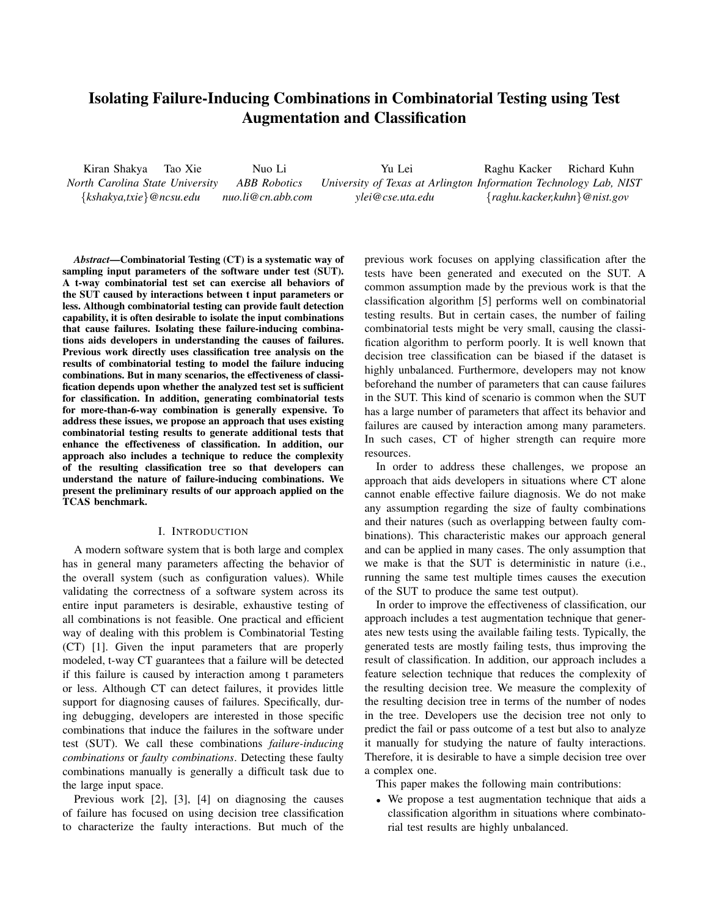# Isolating Failure-Inducing Combinations in Combinatorial Testing using Test Augmentation and Classification

Kiran Shakya, Tao Xie — *North Carolina State University* — {*kshakya,txie*}*@ncsu.edu*

Nuo Li — *ABB Robotics* — *nuo.li@cn.abb.com*

Yu Lei — *University of Texas at Arlington* — *ylei@cse.uta.edu*

Raghu Kacker, Richard Kuhn — *Information Technology Lab, NIST* — {*raghu.kacker,kuhn*}*@nist.gov*

***Abstract*—Combinatorial Testing (CT) is a systematic way of sampling input parameters of the software under test (SUT). A t-way combinatorial test set can exercise all behaviors of the SUT caused by interactions between t input parameters or less. Although combinatorial testing can provide fault detection capability, it is often desirable to isolate the input combinations that cause failures. Isolating these failure-inducing combinations aids developers in understanding the causes of failures. Previous work directly uses classification tree analysis on the results of combinatorial testing to model the failure inducing combinations. But in many scenarios, the effectiveness of classification depends upon whether the analyzed test set is sufficient for classification. In addition, generating combinatorial tests for more-than-6-way combination is generally expensive. To address these issues, we propose an approach that uses existing combinatorial testing results to generate additional tests that enhance the effectiveness of classification. In addition, our approach also includes a technique to reduce the complexity of the resulting classification tree so that developers can understand the nature of failure-inducing combinations. We present the preliminary results of our approach applied on the TCAS benchmark.**

## I. Introduction

A modern software system that is both large and complex has in general many parameters affecting the behavior of the overall system (such as configuration values). While validating the correctness of a software system across its entire input parameters is desirable, exhaustive testing of all combinations is not feasible. One practical and efficient way of dealing with this problem is Combinatorial Testing (CT) [1]. Given the input parameters that are properly modeled, t-way CT guarantees that a failure will be detected if this failure is caused by interaction among t parameters or less. Although CT can detect failures, it provides little support for diagnosing causes of failures. Specifically, during debugging, developers are interested in those specific combinations that induce the failures in the software under test (SUT). We call these combinations *failure-inducing combinations* or *faulty combinations*. Detecting these faulty combinations manually is generally a difficult task due to the large input space.

Previous work [2], [3], [4] on diagnosing the causes of failure has focused on using decision tree classification to characterize the faulty interactions. But much of the previous work focuses on applying classification after the tests have been generated and executed on the SUT. A common assumption made by the previous work is that the classification algorithm [5] performs well on combinatorial testing results. But in certain cases, the number of failing combinatorial tests might be very small, causing the classification algorithm to perform poorly. It is well known that decision tree classification can be biased if the dataset is highly unbalanced. Furthermore, developers may not know beforehand the number of parameters that can cause failures in the SUT. This kind of scenario is common when the SUT has a large number of parameters that affect its behavior and failures are caused by interaction among many parameters. In such cases, CT of higher strength can require more resources.

In order to address these challenges, we propose an approach that aids developers in situations where CT alone cannot enable effective failure diagnosis. We do not make any assumption regarding the size of faulty combinations and their natures (such as overlapping between faulty combinations). This characteristic makes our approach general and can be applied in many cases. The only assumption that we make is that the SUT is deterministic in nature (i.e., running the same test multiple times causes the execution of the SUT to produce the same test output).

In order to improve the effectiveness of classification, our approach includes a test augmentation technique that generates new tests using the available failing tests. Typically, the generated tests are mostly failing tests, thus improving the result of classification. In addition, our approach includes a feature selection technique that reduces the complexity of the resulting decision tree. We measure the complexity of the resulting decision tree in terms of the number of nodes in the tree. Developers use the decision tree not only to predict the fail or pass outcome of a test but also to analyze it manually for studying the nature of faulty interactions. Therefore, it is desirable to have a simple decision tree over a complex one.

This paper makes the following main contributions:

- We propose a test augmentation technique that aids a classification algorithm in situations where combinatorial test results are highly unbalanced.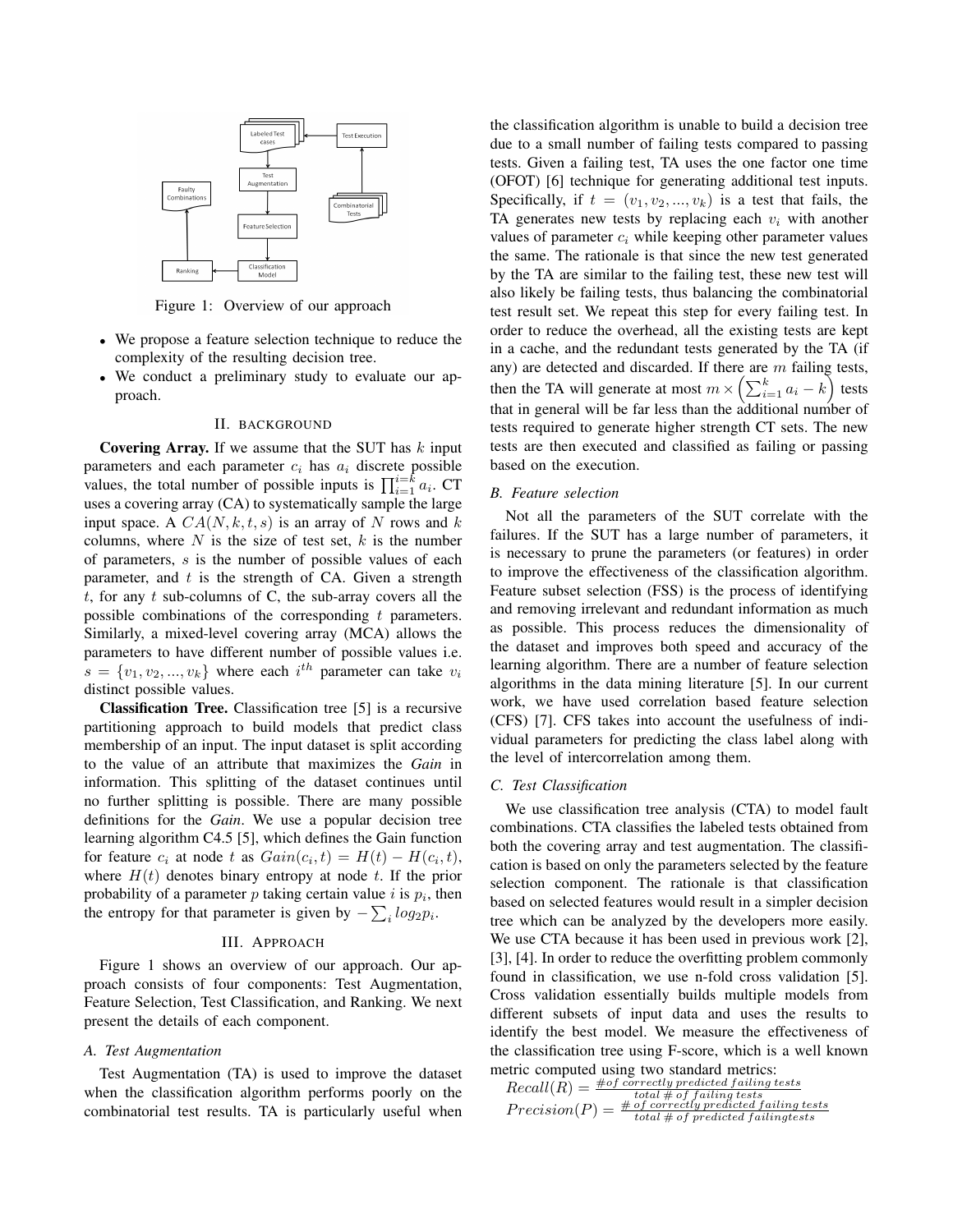Figure 1: Overview of our approach

- We propose a feature selection technique to reduce the complexity of the resulting decision tree.
- We conduct a preliminary study to evaluate our approach.

## II. BACKGROUND

**Covering Array.** If we assume that the SUT has $k$ input parameters and each parameter $c_i$ has $a_i$ discrete possible values, the total number of possible inputs is $\prod_{i=1}^{i=k} a_i$. CT uses a covering array (CA) to systematically sample the large input space. A $CA(N, k, t, s)$ is an array of $N$ rows and $k$ columns, where $N$ is the size of test set, $k$ is the number of parameters, $s$ is the number of possible values of each parameter, and $t$ is the strength of CA. Given a strength $t$, for any $t$ sub-columns of C, the sub-array covers all the possible combinations of the corresponding $t$ parameters. Similarly, a mixed-level covering array (MCA) allows the parameters to have different number of possible values i.e. $s = \{v_1, v_2, ..., v_k\}$ where each $i^{th}$ parameter can take $v_i$ distinct possible values.

**Classification Tree.** Classification tree [5] is a recursive partitioning approach to build models that predict class membership of an input. The input dataset is split according to the value of an attribute that maximizes the ***Gain*** in information. This splitting of the dataset continues until no further splitting is possible. There are many possible definitions for the ***Gain***. We use a popular decision tree learning algorithm C4.5 [5], which defines the Gain function for feature $c_i$ at node $t$ as $Gain(c_i, t) = H(t) - H(c_i, t)$, where $H(t)$ denotes binary entropy at node $t$. If the prior probability of a parameter $p$ taking certain value $i$ is $p_i$, then the entropy for that parameter is given by $-\sum_i log_2 p_i$.

## III. APPROACH

Figure 1 shows an overview of our approach. Our approach consists of four components: Test Augmentation, Feature Selection, Test Classification, and Ranking. We next present the details of each component.

### A. Test Augmentation

Test Augmentation (TA) is used to improve the dataset when the classification algorithm performs poorly on the combinatorial test results. TA is particularly useful when the classification algorithm is unable to build a decision tree due to a small number of failing tests compared to passing tests. Given a failing test, TA uses the one factor one time (OFOT) [6] technique for generating additional test inputs. Specifically, if $t = (v_1, v_2, ..., v_k)$ is a test that fails, the TA generates new tests by replacing each $v_i$ with another values of parameter $c_i$ while keeping other parameter values the same. The rationale is that since the new test generated by the TA are similar to the failing test, these new test will also likely be failing tests, thus balancing the combinatorial test result set. We repeat this step for every failing test. In order to reduce the overhead, all the existing tests are kept in a cache, and the redundant tests generated by the TA (if any) are detected and discarded. If there are $m$ failing tests, then the TA will generate at most $m \times \left(\sum_{i=1}^{k} a_i - k\right)$ tests that in general will be far less than the additional number of tests required to generate higher strength CT sets. The new tests are then executed and classified as failing or passing based on the execution.

### B. Feature selection

Not all the parameters of the SUT correlate with the failures. If the SUT has a large number of parameters, it is necessary to prune the parameters (or features) in order to improve the effectiveness of the classification algorithm. Feature subset selection (FSS) is the process of identifying and removing irrelevant and redundant information as much as possible. This process reduces the dimensionality of the dataset and improves both speed and accuracy of the learning algorithm. There are a number of feature selection algorithms in the data mining literature [5]. In our current work, we have used correlation based feature selection (CFS) [7]. CFS takes into account the usefulness of individual parameters for predicting the class label along with the level of intercorrelation among them.

### C. Test Classification

We use classification tree analysis (CTA) to model fault combinations. CTA classifies the labeled tests obtained from both the covering array and test augmentation. The classification is based on only the parameters selected by the feature selection component. The rationale is that classification based on selected features would result in a simpler decision tree which can be analyzed by the developers more easily. We use CTA because it has been used in previous work [2], [3], [4]. In order to reduce the overfitting problem commonly found in classification, we use n-fold cross validation [5]. Cross validation essentially builds multiple models from different subsets of input data and uses the results to identify the best model. We measure the effectiveness of the classification tree using F-score, which is a well known metric computed using two standard metrics:

$$Recall(R) = \frac{\#of\ correctly\ predicted\ failing\ tests}{total\ \#\ of\ failing\ tests}$$

$$Precision(P) = \frac{\#\ of\ correctly\ predicted\ failing\ tests}{total\ \#\ of\ predicted\ failingtests}$$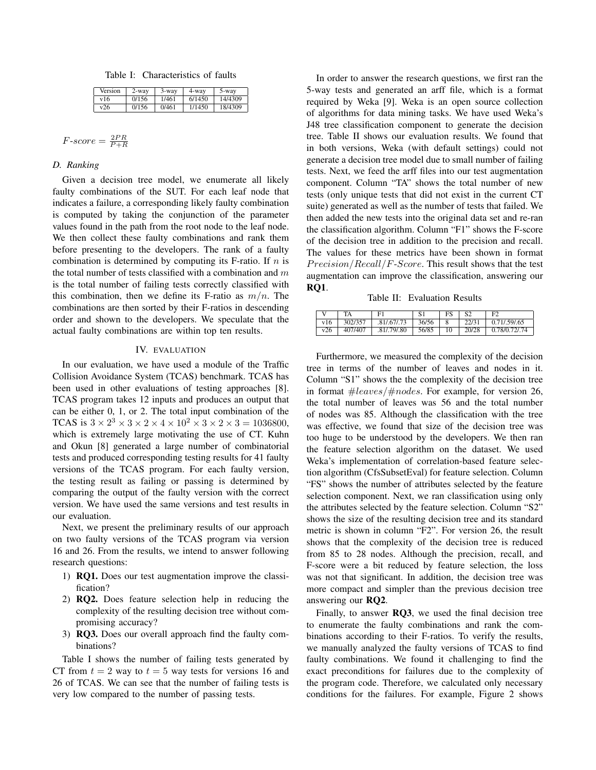Table I: Characteristics of faults

| Version | 2-way | 3-way | 4-way | 5-way |
|---|---|---|---|---|
| v16 | 0/156 | 1/461 | 6/1450 | 14/4309 |
| v26 | 0/156 | 0/461 | 1/1450 | 18/4309 |

$F\text{-}score = \frac{2PR}{P+R}$

### D. Ranking

Given a decision tree model, we enumerate all likely faulty combinations of the SUT. For each leaf node that indicates a failure, a corresponding likely faulty combination is computed by taking the conjunction of the parameter values found in the path from the root node to the leaf node. We then collect these faulty combinations and rank them before presenting to the developers. The rank of a faulty combination is determined by computing its F-ratio. If $n$ is the total number of tests classified with a combination and $m$ is the total number of failing tests correctly classified with this combination, then we define its F-ratio as $m/n$. The combinations are then sorted by their F-ratios in descending order and shown to the developers. We speculate that the actual faulty combinations are within top ten results.

## IV. EVALUATION

In our evaluation, we have used a module of the Traffic Collision Avoidance System (TCAS) benchmark. TCAS has been used in other evaluations of testing approaches [8]. TCAS program takes 12 inputs and produces an output that can be either 0, 1, or 2. The total input combination of the TCAS is $3 \times 2^3 \times 3 \times 2 \times 4 \times 10^2 \times 3 \times 2 \times 3 = 1036800$, which is extremely large motivating the use of CT. Kuhn and Okun [8] generated a large number of combinatorial tests and produced corresponding testing results for 41 faulty versions of the TCAS program. For each faulty version, the testing result as failing or passing is determined by comparing the output of the faulty version with the correct version. We have used the same versions and test results in our evaluation.

Next, we present the preliminary results of our approach on two faulty versions of the TCAS program via version 16 and 26. From the results, we intend to answer following research questions:

1) **RQ1.** Does our test augmentation improve the classification?
2) **RQ2.** Does feature selection help in reducing the complexity of the resulting decision tree without compromising accuracy?
3) **RQ3.** Does our overall approach find the faulty combinations?

Table I shows the number of failing tests generated by CT from $t = 2$ way to $t = 5$ way tests for versions 16 and 26 of TCAS. We can see that the number of failing tests is very low compared to the number of passing tests.

In order to answer the research questions, we first ran the 5-way tests and generated an arff file, which is a format required by Weka [9]. Weka is an open source collection of algorithms for data mining tasks. We have used Weka's J48 tree classification component to generate the decision tree. Table II shows our evaluation results. We found that in both versions, Weka (with default settings) could not generate a decision tree model due to small number of failing tests. Next, we feed the arff files into our test augmentation component. Column "TA" shows the total number of new tests (only unique tests that did not exist in the current CT suite) generated as well as the number of tests that failed. We then added the new tests into the original data set and re-ran the classification algorithm. Column "F1" shows the F-score of the decision tree in addition to the precision and recall. The values for these metrics have been shown in format $Precision/Recall/F\text{-}Score$. This result shows that the test augmentation can improve the classification, answering our **RQ1**.

Table II: Evaluation Results

| V | TA | F1 | S1 | FS | S2 | F2 |
|---|---|---|---|---|---|---|
| v16 | 302/357 | .81/.67/.73 | 36/56 | 8 | 22/31 | 0.71/.59/.65 |
| v26 | 407/407 | .81/.79/.80 | 56/85 | 10 | 20/28 | 0.78/0.72/.74 |

Furthermore, we measured the complexity of the decision tree in terms of the number of leaves and nodes in it. Column "S1" shows the the complexity of the decision tree in format $\#leaves/\#nodes$. For example, for version 26, the total number of leaves was 56 and the total number of nodes was 85. Although the classification with the tree was effective, we found that size of the decision tree was too huge to be understood by the developers. We then ran the feature selection algorithm on the dataset. We used Weka's implementation of correlation-based feature selection algorithm (CfsSubsetEval) for feature selection. Column "FS" shows the number of attributes selected by the feature selection component. Next, we ran classification using only the attributes selected by the feature selection. Column "S2" shows the size of the resulting decision tree and its standard metric is shown in column "F2". For version 26, the result shows that the complexity of the decision tree is reduced from 85 to 28 nodes. Although the precision, recall, and F-score were a bit reduced by feature selection, the loss was not that significant. In addition, the decision tree was more compact and simpler than the previous decision tree answering our **RQ2**.

Finally, to answer **RQ3**, we used the final decision tree to enumerate the faulty combinations and rank the combinations according to their F-ratios. To verify the results, we manually analyzed the faulty versions of TCAS to find faulty combinations. We found it challenging to find the exact preconditions for failures due to the complexity of the program code. Therefore, we calculated only necessary conditions for the failures. For example, Figure 2 shows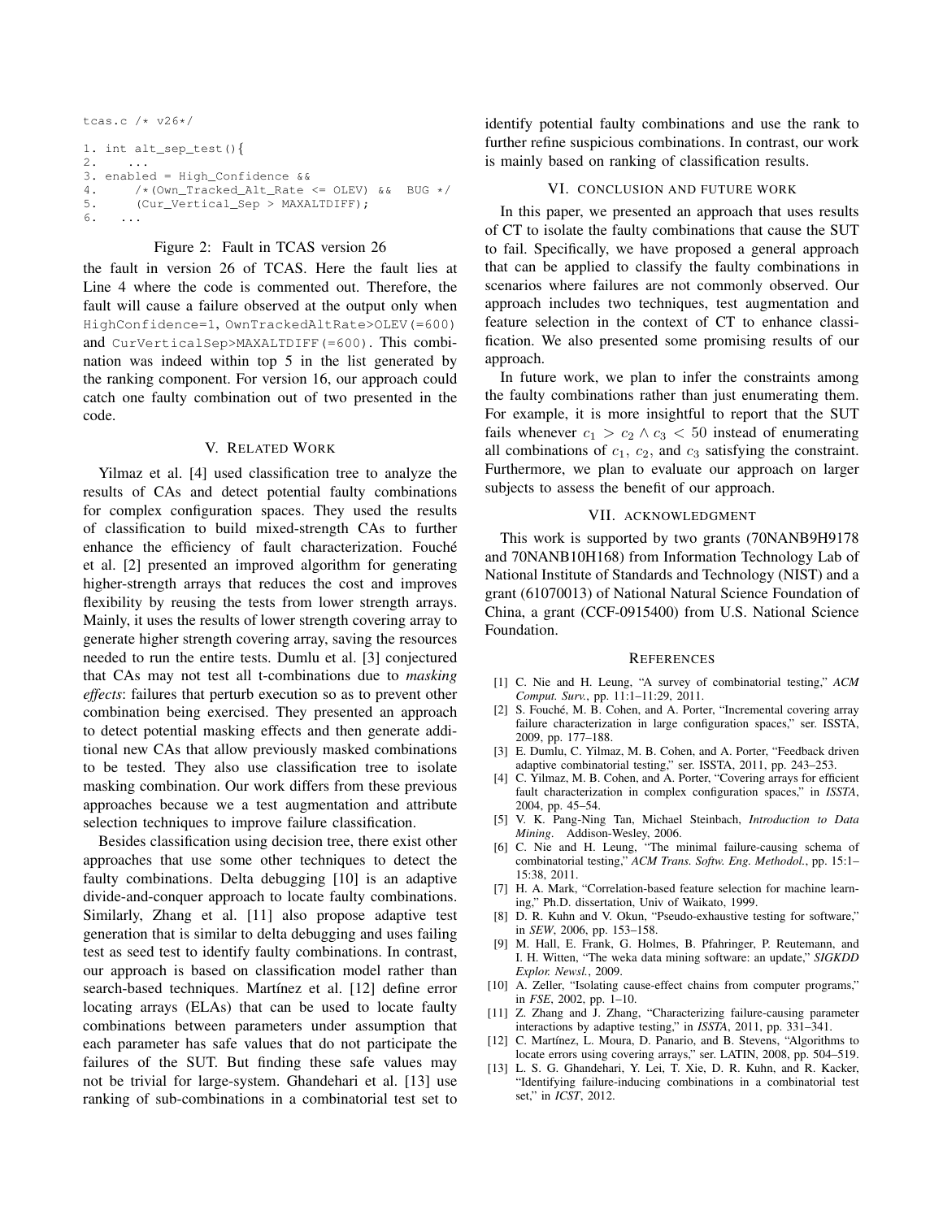```
tcas.c /* v26*/

1. int alt_sep_test(){
2.    ...
3. enabled = High_Confidence &&
4.     /*(Own_Tracked_Alt_Rate <= OLEV) &&  BUG */
5.     (Cur_Vertical_Sep > MAXALTDIFF);
6.   ...
```

Figure 2: Fault in TCAS version 26

the fault in version 26 of TCAS. Here the fault lies at Line 4 where the code is commented out. Therefore, the fault will cause a failure observed at the output only when `HighConfidence=1`, `OwnTrackedAltRate>OLEV(=600)` and `CurVerticalSep>MAXALTDIFF(=600)`. This combination was indeed within top 5 in the list generated by the ranking component. For version 16, our approach could catch one faulty combination out of two presented in the code.

## V. Related Work

Yilmaz et al. [4] used classification tree to analyze the results of CAs and detect potential faulty combinations for complex configuration spaces. They used the results of classification to build mixed-strength CAs to further enhance the efficiency of fault characterization. Fouché et al. [2] presented an improved algorithm for generating higher-strength arrays that reduces the cost and improves flexibility by reusing the tests from lower strength arrays. Mainly, it uses the results of lower strength covering array to generate higher strength covering array, saving the resources needed to run the entire tests. Dumlu et al. [3] conjectured that CAs may not test all t-combinations due to *masking effects*: failures that perturb execution so as to prevent other combination being exercised. They presented an approach to detect potential masking effects and then generate additional new CAs that allow previously masked combinations to be tested. They also use classification tree to isolate masking combination. Our work differs from these previous approaches because we a test augmentation and attribute selection techniques to improve failure classification.

Besides classification using decision tree, there exist other approaches that use some other techniques to detect the faulty combinations. Delta debugging [10] is an adaptive divide-and-conquer approach to locate faulty combinations. Similarly, Zhang et al. [11] also propose adaptive test generation that is similar to delta debugging and uses failing test as seed test to identify faulty combinations. In contrast, our approach is based on classification model rather than search-based techniques. Martínez et al. [12] define error locating arrays (ELAs) that can be used to locate faulty combinations between parameters under assumption that each parameter has safe values that do not participate the failures of the SUT. But finding these safe values may not be trivial for large-system. Ghandehari et al. [13] use ranking of sub-combinations in a combinatorial test set to identify potential faulty combinations and use the rank to further refine suspicious combinations. In contrast, our work is mainly based on ranking of classification results.

## VI. Conclusion and Future Work

In this paper, we presented an approach that uses results of CT to isolate the faulty combinations that cause the SUT to fail. Specifically, we have proposed a general approach that can be applied to classify the faulty combinations in scenarios where failures are not commonly observed. Our approach includes two techniques, test augmentation and feature selection in the context of CT to enhance classification. We also presented some promising results of our approach.

In future work, we plan to infer the constraints among the faulty combinations rather than just enumerating them. For example, it is more insightful to report that the SUT fails whenever $c_1 > c_2 \wedge c_3 < 50$ instead of enumerating all combinations of $c_1$, $c_2$, and $c_3$ satisfying the constraint. Furthermore, we plan to evaluate our approach on larger subjects to assess the benefit of our approach.

## VII. Acknowledgment

This work is supported by two grants (70NANB9H9178 and 70NANB10H168) from Information Technology Lab of National Institute of Standards and Technology (NIST) and a grant (61070013) of National Natural Science Foundation of China, a grant (CCF-0915400) from U.S. National Science Foundation.

## References

[1] C. Nie and H. Leung, "A survey of combinatorial testing," *ACM Comput. Surv.*, pp. 11:1–11:29, 2011.

[2] S. Fouché, M. B. Cohen, and A. Porter, "Incremental covering array failure characterization in large configuration spaces," ser. ISSTA, 2009, pp. 177–188.

[3] E. Dumlu, C. Yilmaz, M. B. Cohen, and A. Porter, "Feedback driven adaptive combinatorial testing," ser. ISSTA, 2011, pp. 243–253.

[4] C. Yilmaz, M. B. Cohen, and A. Porter, "Covering arrays for efficient fault characterization in complex configuration spaces," in *ISSTA*, 2004, pp. 45–54.

[5] V. K. Pang-Ning Tan, Michael Steinbach, *Introduction to Data Mining*. Addison-Wesley, 2006.

[6] C. Nie and H. Leung, "The minimal failure-causing schema of combinatorial testing," *ACM Trans. Softw. Eng. Methodol.*, pp. 15:1–15:38, 2011.

[7] H. A. Mark, "Correlation-based feature selection for machine learning," Ph.D. dissertation, Univ of Waikato, 1999.

[8] D. R. Kuhn and V. Okun, "Pseudo-exhaustive testing for software," in *SEW*, 2006, pp. 153–158.

[9] M. Hall, E. Frank, G. Holmes, B. Pfahringer, P. Reutemann, and I. H. Witten, "The weka data mining software: an update," *SIGKDD Explor. Newsl.*, 2009.

[10] A. Zeller, "Isolating cause-effect chains from computer programs," in *FSE*, 2002, pp. 1–10.

[11] Z. Zhang and J. Zhang, "Characterizing failure-causing parameter interactions by adaptive testing," in *ISSTA*, 2011, pp. 331–341.

[12] C. Martínez, L. Moura, D. Panario, and B. Stevens, "Algorithms to locate errors using covering arrays," ser. LATIN, 2008, pp. 504–519.

[13] L. S. G. Ghandehari, Y. Lei, T. Xie, D. R. Kuhn, and R. Kacker, "Identifying failure-inducing combinations in a combinatorial test set," in *ICST*, 2012.